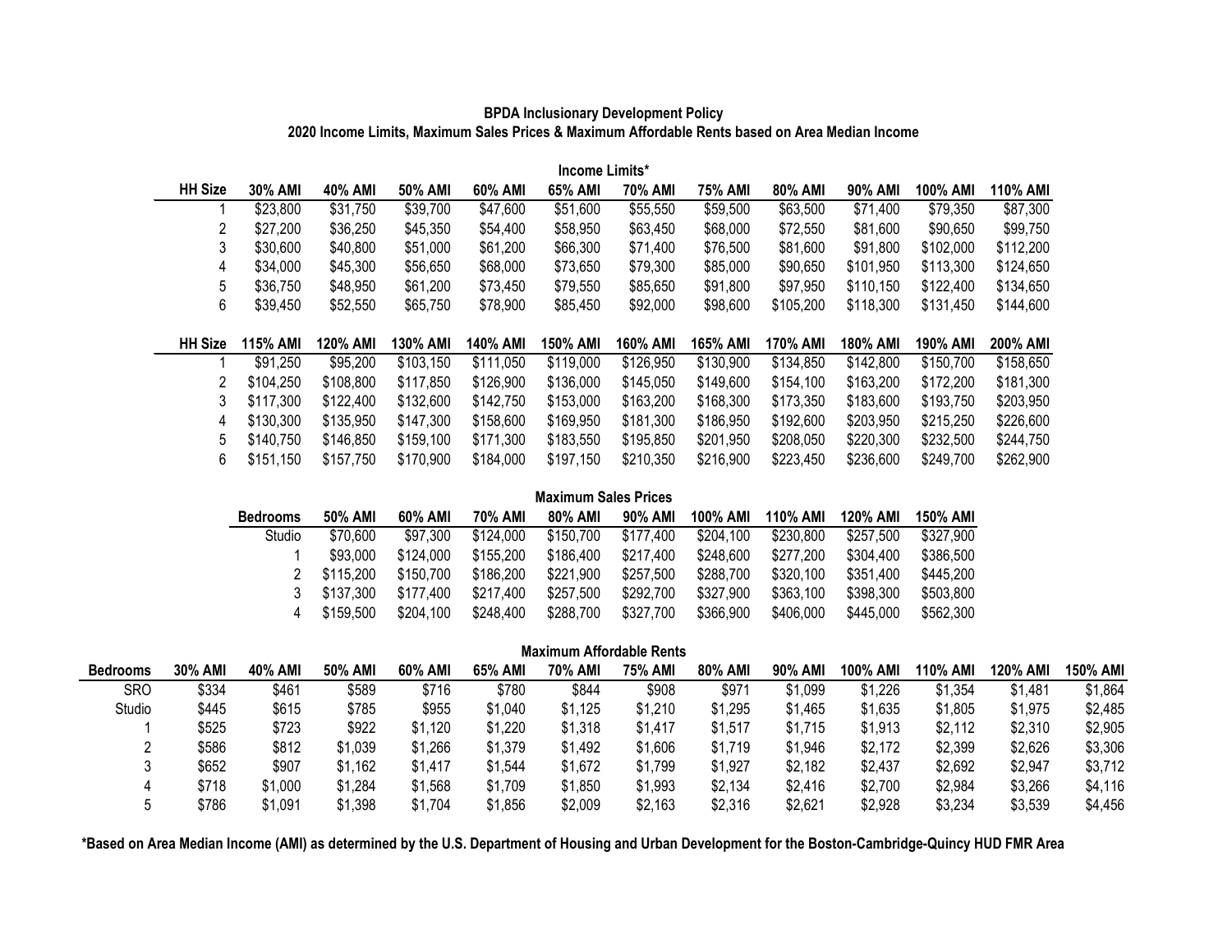**BPDA Inclusionary Development Policy**
**2020 Income Limits, Maximum Sales Prices & Maximum Affordable Rents based on Area Median Income**

### Income Limits*

| HH Size | 30% AMI | 40% AMI | 50% AMI | 60% AMI | 65% AMI | 70% AMI | 75% AMI | 80% AMI | 90% AMI | 100% AMI | 110% AMI |
|---|---|---|---|---|---|---|---|---|---|---|---|
| 1 | $23,800 | $31,750 | $39,700 | $47,600 | $51,600 | $55,550 | $59,500 | $63,500 | $71,400 | $79,350 | $87,300 |
| 2 | $27,200 | $36,250 | $45,350 | $54,400 | $58,950 | $63,450 | $68,000 | $72,550 | $81,600 | $90,650 | $99,750 |
| 3 | $30,600 | $40,800 | $51,000 | $61,200 | $66,300 | $71,400 | $76,500 | $81,600 | $91,800 | $102,000 | $112,200 |
| 4 | $34,000 | $45,300 | $56,650 | $68,000 | $73,650 | $79,300 | $85,000 | $90,650 | $101,950 | $113,300 | $124,650 |
| 5 | $36,750 | $48,950 | $61,200 | $73,450 | $79,550 | $85,650 | $91,800 | $97,950 | $110,150 | $122,400 | $134,650 |
| 6 | $39,450 | $52,550 | $65,750 | $78,900 | $85,450 | $92,000 | $98,600 | $105,200 | $118,300 | $131,450 | $144,600 |

| HH Size | 115% AMI | 120% AMI | 130% AMI | 140% AMI | 150% AMI | 160% AMI | 165% AMI | 170% AMI | 180% AMI | 190% AMI | 200% AMI |
|---|---|---|---|---|---|---|---|---|---|---|---|
| 1 | $91,250 | $95,200 | $103,150 | $111,050 | $119,000 | $126,950 | $130,900 | $134,850 | $142,800 | $150,700 | $158,650 |
| 2 | $104,250 | $108,800 | $117,850 | $126,900 | $136,000 | $145,050 | $149,600 | $154,100 | $163,200 | $172,200 | $181,300 |
| 3 | $117,300 | $122,400 | $132,600 | $142,750 | $153,000 | $163,200 | $168,300 | $173,350 | $183,600 | $193,750 | $203,950 |
| 4 | $130,300 | $135,950 | $147,300 | $158,600 | $169,950 | $181,300 | $186,950 | $192,600 | $203,950 | $215,250 | $226,600 |
| 5 | $140,750 | $146,850 | $159,100 | $171,300 | $183,550 | $195,850 | $201,950 | $208,050 | $220,300 | $232,500 | $244,750 |
| 6 | $151,150 | $157,750 | $170,900 | $184,000 | $197,150 | $210,350 | $216,900 | $223,450 | $236,600 | $249,700 | $262,900 |

### Maximum Sales Prices

| Bedrooms | 50% AMI | 60% AMI | 70% AMI | 80% AMI | 90% AMI | 100% AMI | 110% AMI | 120% AMI | 150% AMI |
|---|---|---|---|---|---|---|---|---|---|
| Studio | $70,600 | $97,300 | $124,000 | $150,700 | $177,400 | $204,100 | $230,800 | $257,500 | $327,900 |
| 1 | $93,000 | $124,000 | $155,200 | $186,400 | $217,400 | $248,600 | $277,200 | $304,400 | $386,500 |
| 2 | $115,200 | $150,700 | $186,200 | $221,900 | $257,500 | $288,700 | $320,100 | $351,400 | $445,200 |
| 3 | $137,300 | $177,400 | $217,400 | $257,500 | $292,700 | $327,900 | $363,100 | $398,300 | $503,800 |
| 4 | $159,500 | $204,100 | $248,400 | $288,700 | $327,700 | $366,900 | $406,000 | $445,000 | $562,300 |

### Maximum Affordable Rents

| Bedrooms | 30% AMI | 40% AMI | 50% AMI | 60% AMI | 65% AMI | 70% AMI | 75% AMI | 80% AMI | 90% AMI | 100% AMI | 110% AMI | 120% AMI | 150% AMI |
|---|---|---|---|---|---|---|---|---|---|---|---|---|---|
| SRO | $334 | $461 | $589 | $716 | $780 | $844 | $908 | $971 | $1,099 | $1,226 | $1,354 | $1,481 | $1,864 |
| Studio | $445 | $615 | $785 | $955 | $1,040 | $1,125 | $1,210 | $1,295 | $1,465 | $1,635 | $1,805 | $1,975 | $2,485 |
| 1 | $525 | $723 | $922 | $1,120 | $1,220 | $1,318 | $1,417 | $1,517 | $1,715 | $1,913 | $2,112 | $2,310 | $2,905 |
| 2 | $586 | $812 | $1,039 | $1,266 | $1,379 | $1,492 | $1,606 | $1,719 | $1,946 | $2,172 | $2,399 | $2,626 | $3,306 |
| 3 | $652 | $907 | $1,162 | $1,417 | $1,544 | $1,672 | $1,799 | $1,927 | $2,182 | $2,437 | $2,692 | $2,947 | $3,712 |
| 4 | $718 | $1,000 | $1,284 | $1,568 | $1,709 | $1,850 | $1,993 | $2,134 | $2,416 | $2,700 | $2,984 | $3,266 | $4,116 |
| 5 | $786 | $1,091 | $1,398 | $1,704 | $1,856 | $2,009 | $2,163 | $2,316 | $2,621 | $2,928 | $3,234 | $3,539 | $4,456 |

**\*Based on Area Median Income (AMI) as determined by the U.S. Department of Housing and Urban Development for the Boston-Cambridge-Quincy HUD FMR Area**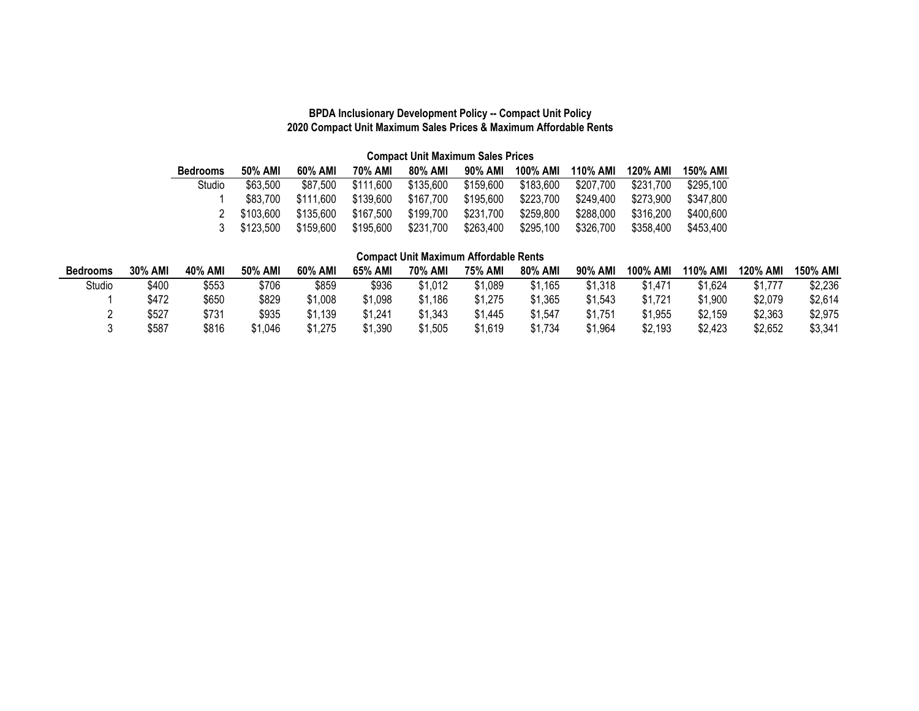**BPDA Inclusionary Development Policy -- Compact Unit Policy**
**2020 Compact Unit Maximum Sales Prices & Maximum Affordable Rents**

**Compact Unit Maximum Sales Prices**

| Bedrooms | 50% AMI | 60% AMI | 70% AMI | 80% AMI | 90% AMI | 100% AMI | 110% AMI | 120% AMI | 150% AMI |
|---|---|---|---|---|---|---|---|---|---|
| Studio | $63,500 | $87,500 | $111,600 | $135,600 | $159,600 | $183,600 | $207,700 | $231,700 | $295,100 |
| 1 | $83,700 | $111,600 | $139,600 | $167,700 | $195,600 | $223,700 | $249,400 | $273,900 | $347,800 |
| 2 | $103,600 | $135,600 | $167,500 | $199,700 | $231,700 | $259,800 | $288,000 | $316,200 | $400,600 |
| 3 | $123,500 | $159,600 | $195,600 | $231,700 | $263,400 | $295,100 | $326,700 | $358,400 | $453,400 |

**Compact Unit Maximum Affordable Rents**

| Bedrooms | 30% AMI | 40% AMI | 50% AMI | 60% AMI | 65% AMI | 70% AMI | 75% AMI | 80% AMI | 90% AMI | 100% AMI | 110% AMI | 120% AMI | 150% AMI |
|---|---|---|---|---|---|---|---|---|---|---|---|---|---|
| Studio | $400 | $553 | $706 | $859 | $936 | $1,012 | $1,089 | $1,165 | $1,318 | $1,471 | $1,624 | $1,777 | $2,236 |
| 1 | $472 | $650 | $829 | $1,008 | $1,098 | $1,186 | $1,275 | $1,365 | $1,543 | $1,721 | $1,900 | $2,079 | $2,614 |
| 2 | $527 | $731 | $935 | $1,139 | $1,241 | $1,343 | $1,445 | $1,547 | $1,751 | $1,955 | $2,159 | $2,363 | $2,975 |
| 3 | $587 | $816 | $1,046 | $1,275 | $1,390 | $1,505 | $1,619 | $1,734 | $1,964 | $2,193 | $2,423 | $2,652 | $3,341 |